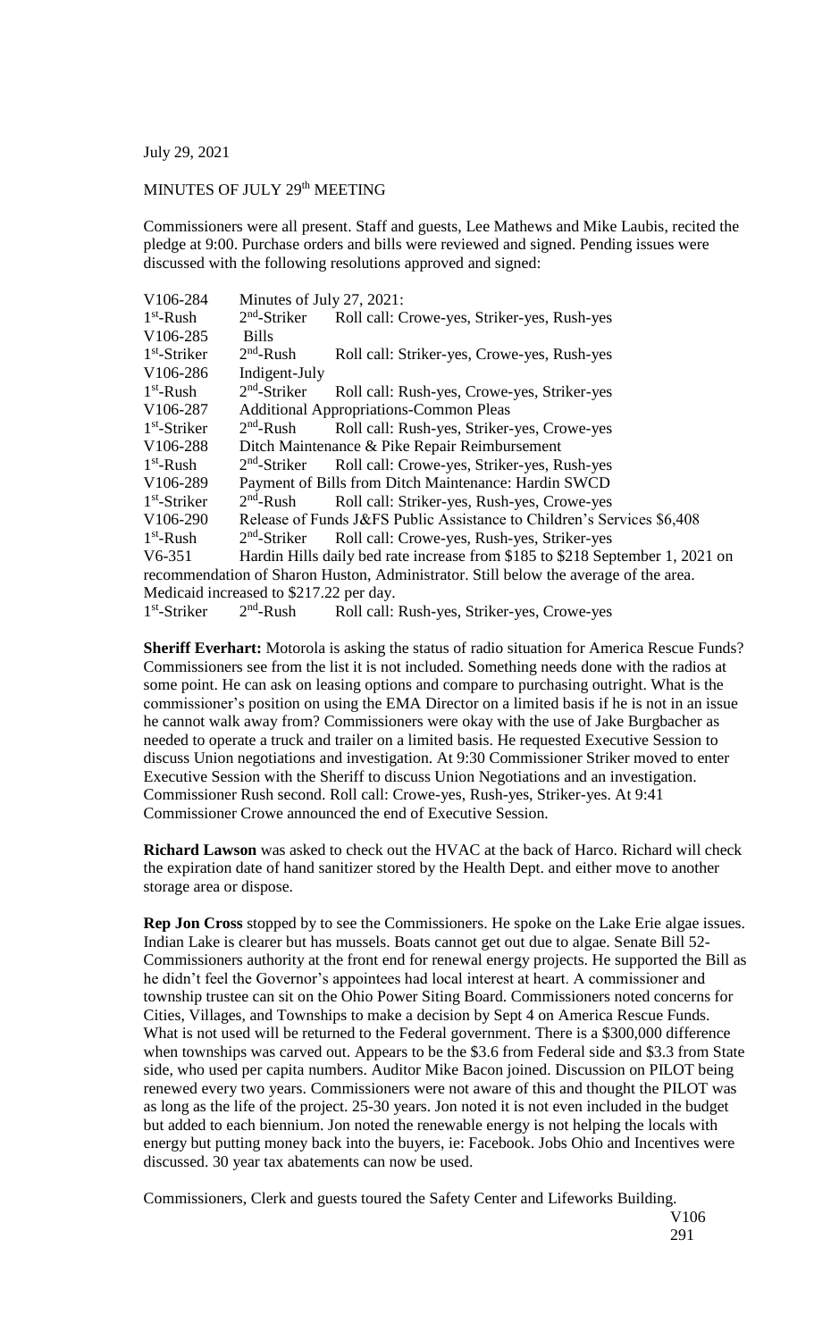July 29, 2021

MINUTES OF JULY 29th MEETING

Commissioners were all present. Staff and guests, Lee Mathews and Mike Laubis, recited the pledge at 9:00. Purchase orders and bills were reviewed and signed. Pending issues were discussed with the following resolutions approved and signed:

V106-284 Minutes of July 27, 2021:
1st-Rush 2nd-Striker Roll call: Crowe-yes, Striker-yes, Rush-yes

V106-285 Bills
1st-Striker 2nd-Rush Roll call: Striker-yes, Crowe-yes, Rush-yes

V106-286 Indigent-July
1st-Rush 2nd-Striker Roll call: Rush-yes, Crowe-yes, Striker-yes

V106-287 Additional Appropriations-Common Pleas
1st-Striker 2nd-Rush Roll call: Rush-yes, Striker-yes, Crowe-yes

V106-288 Ditch Maintenance & Pike Repair Reimbursement
1st-Rush 2nd-Striker Roll call: Crowe-yes, Striker-yes, Rush-yes

V106-289 Payment of Bills from Ditch Maintenance: Hardin SWCD
1st-Striker 2nd-Rush Roll call: Striker-yes, Rush-yes, Crowe-yes

V106-290 Release of Funds J&FS Public Assistance to Children's Services $6,408
1st-Rush 2nd-Striker Roll call: Crowe-yes, Rush-yes, Striker-yes

V6-351 Hardin Hills daily bed rate increase from $185 to $218 September 1, 2021 on recommendation of Sharon Huston, Administrator. Still below the average of the area. Medicaid increased to $217.22 per day.
1st-Striker 2nd-Rush Roll call: Rush-yes, Striker-yes, Crowe-yes

**Sheriff Everhart:** Motorola is asking the status of radio situation for America Rescue Funds? Commissioners see from the list it is not included. Something needs done with the radios at some point. He can ask on leasing options and compare to purchasing outright. What is the commissioner's position on using the EMA Director on a limited basis if he is not in an issue he cannot walk away from? Commissioners were okay with the use of Jake Burgbacher as needed to operate a truck and trailer on a limited basis. He requested Executive Session to discuss Union negotiations and investigation. At 9:30 Commissioner Striker moved to enter Executive Session with the Sheriff to discuss Union Negotiations and an investigation. Commissioner Rush second. Roll call: Crowe-yes, Rush-yes, Striker-yes. At 9:41 Commissioner Crowe announced the end of Executive Session.

**Richard Lawson** was asked to check out the HVAC at the back of Harco. Richard will check the expiration date of hand sanitizer stored by the Health Dept. and either move to another storage area or dispose.

**Rep Jon Cross** stopped by to see the Commissioners. He spoke on the Lake Erie algae issues. Indian Lake is clearer but has mussels. Boats cannot get out due to algae. Senate Bill 52-Commissioners authority at the front end for renewal energy projects. He supported the Bill as he didn't feel the Governor's appointees had local interest at heart. A commissioner and township trustee can sit on the Ohio Power Siting Board. Commissioners noted concerns for Cities, Villages, and Townships to make a decision by Sept 4 on America Rescue Funds. What is not used will be returned to the Federal government. There is a $300,000 difference when townships was carved out. Appears to be the $3.6 from Federal side and $3.3 from State side, who used per capita numbers. Auditor Mike Bacon joined. Discussion on PILOT being renewed every two years. Commissioners were not aware of this and thought the PILOT was as long as the life of the project. 25-30 years. Jon noted it is not even included in the budget but added to each biennium. Jon noted the renewable energy is not helping the locals with energy but putting money back into the buyers, ie: Facebook. Jobs Ohio and Incentives were discussed. 30 year tax abatements can now be used.

Commissioners, Clerk and guests toured the Safety Center and Lifeworks Building.

V106
291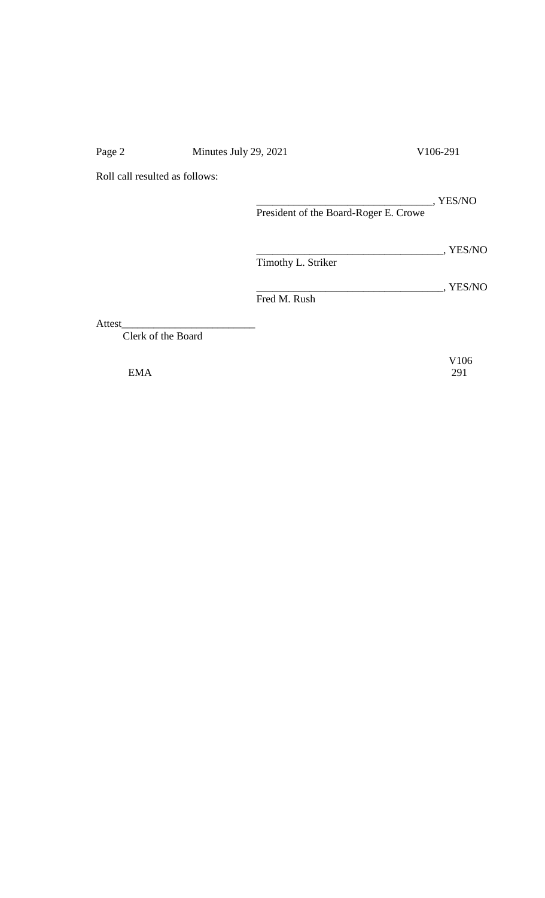Roll call resulted as follows:

_________________________________, YES/NO
President of the Board-Roger E. Crowe

___________________________________, YES/NO
Timothy L. Striker

___________________________________, YES/NO
Fred M. Rush

Attest_________________________
Clerk of the Board

EMA

V106
291